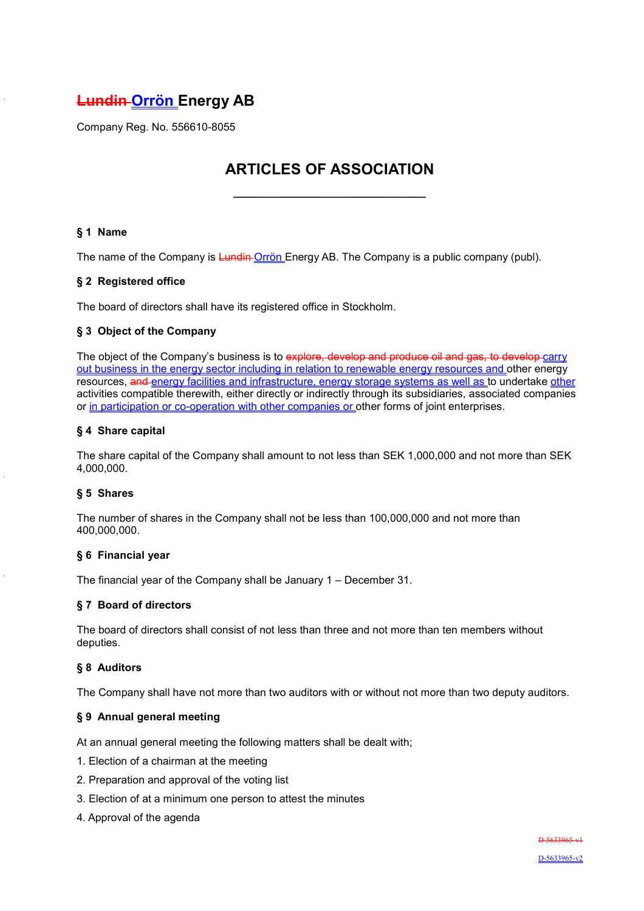# ~~Lundin~~ Orrön Energy AB

Company Reg. No. 556610-8055

## ARTICLES OF ASSOCIATION

———————————————

### § 1 Name

The name of the Company is ~~Lundin~~ Orrön Energy AB. The Company is a public company (publ).

### § 2 Registered office

The board of directors shall have its registered office in Stockholm.

### § 3 Object of the Company

The object of the Company's business is to ~~explore, develop and produce oil and gas, to develop~~ carry out business in the energy sector including in relation to renewable energy resources and other energy resources, ~~and~~ energy facilities and infrastructure, energy storage systems as well as to undertake other activities compatible therewith, either directly or indirectly through its subsidiaries, associated companies or in participation or co-operation with other companies or other forms of joint enterprises.

### § 4 Share capital

The share capital of the Company shall amount to not less than SEK 1,000,000 and not more than SEK 4,000,000.

### § 5 Shares

The number of shares in the Company shall not be less than 100,000,000 and not more than 400,000,000.

### § 6 Financial year

The financial year of the Company shall be January 1 – December 31.

### § 7 Board of directors

The board of directors shall consist of not less than three and not more than ten members without deputies.

### § 8 Auditors

The Company shall have not more than two auditors with or without not more than two deputy auditors.

### § 9 Annual general meeting

At an annual general meeting the following matters shall be dealt with;

1. Election of a chairman at the meeting
2. Preparation and approval of the voting list
3. Election of at a minimum one person to attest the minutes
4. Approval of the agenda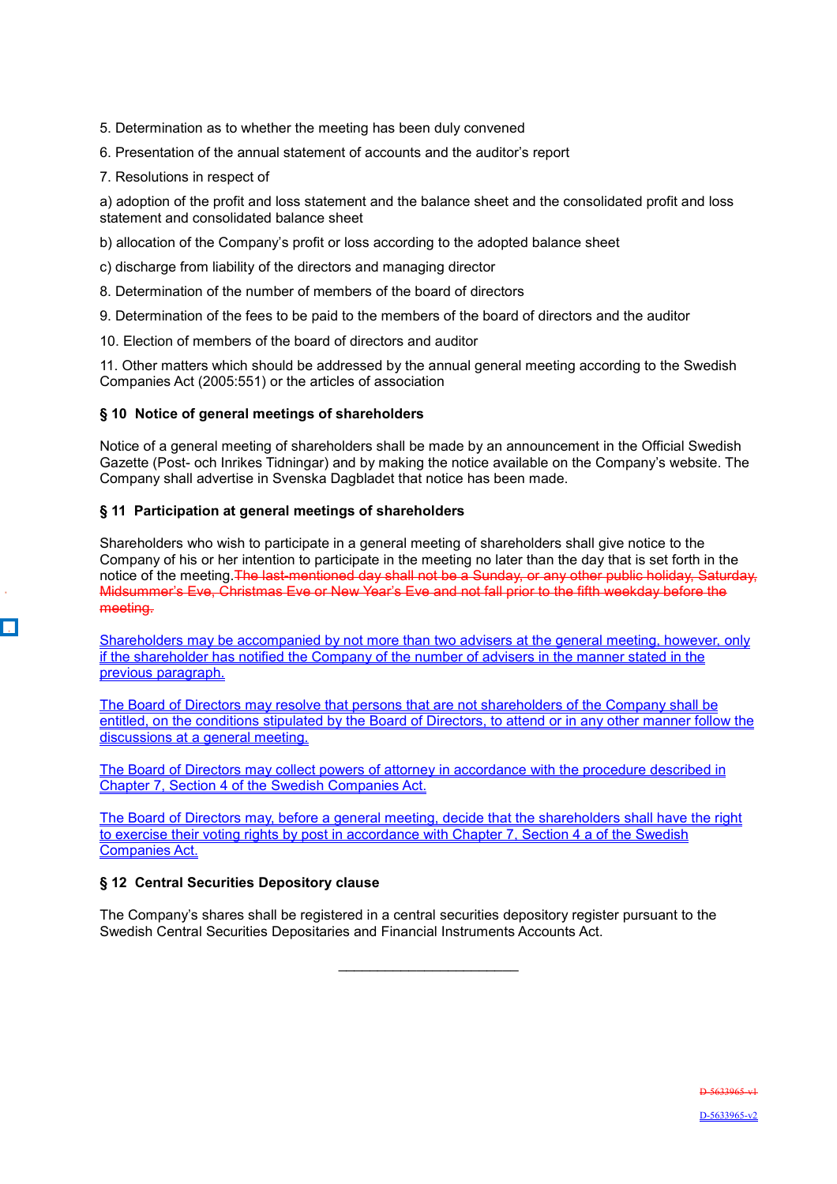5. Determination as to whether the meeting has been duly convened

6. Presentation of the annual statement of accounts and the auditor's report

7. Resolutions in respect of

a) adoption of the profit and loss statement and the balance sheet and the consolidated profit and loss statement and consolidated balance sheet

b) allocation of the Company's profit or loss according to the adopted balance sheet

c) discharge from liability of the directors and managing director

8. Determination of the number of members of the board of directors

9. Determination of the fees to be paid to the members of the board of directors and the auditor

10. Election of members of the board of directors and auditor

11. Other matters which should be addressed by the annual general meeting according to the Swedish Companies Act (2005:551) or the articles of association

**§ 10 Notice of general meetings of shareholders**

Notice of a general meeting of shareholders shall be made by an announcement in the Official Swedish Gazette (Post- och Inrikes Tidningar) and by making the notice available on the Company's website. The Company shall advertise in Svenska Dagbladet that notice has been made.

**§ 11 Participation at general meetings of shareholders**

Shareholders who wish to participate in a general meeting of shareholders shall give notice to the Company of his or her intention to participate in the meeting no later than the day that is set forth in the notice of the meeting. ~~The last-mentioned day shall not be a Sunday, or any other public holiday, Saturday, Midsummer's Eve, Christmas Eve or New Year's Eve and not fall prior to the fifth weekday before the meeting.~~

Shareholders may be accompanied by not more than two advisers at the general meeting, however, only if the shareholder has notified the Company of the number of advisers in the manner stated in the previous paragraph.

The Board of Directors may resolve that persons that are not shareholders of the Company shall be entitled, on the conditions stipulated by the Board of Directors, to attend or in any other manner follow the discussions at a general meeting.

The Board of Directors may collect powers of attorney in accordance with the procedure described in Chapter 7, Section 4 of the Swedish Companies Act.

The Board of Directors may, before a general meeting, decide that the shareholders shall have the right to exercise their voting rights by post in accordance with Chapter 7, Section 4 a of the Swedish Companies Act.

**§ 12 Central Securities Depository clause**

The Company's shares shall be registered in a central securities depository register pursuant to the Swedish Central Securities Depositaries and Financial Instruments Accounts Act.

\_\_\_\_\_\_\_\_\_\_\_\_\_\_\_\_\_\_\_\_\_\_\_\_

~~D-5633965-v1~~

D-5633965-v2